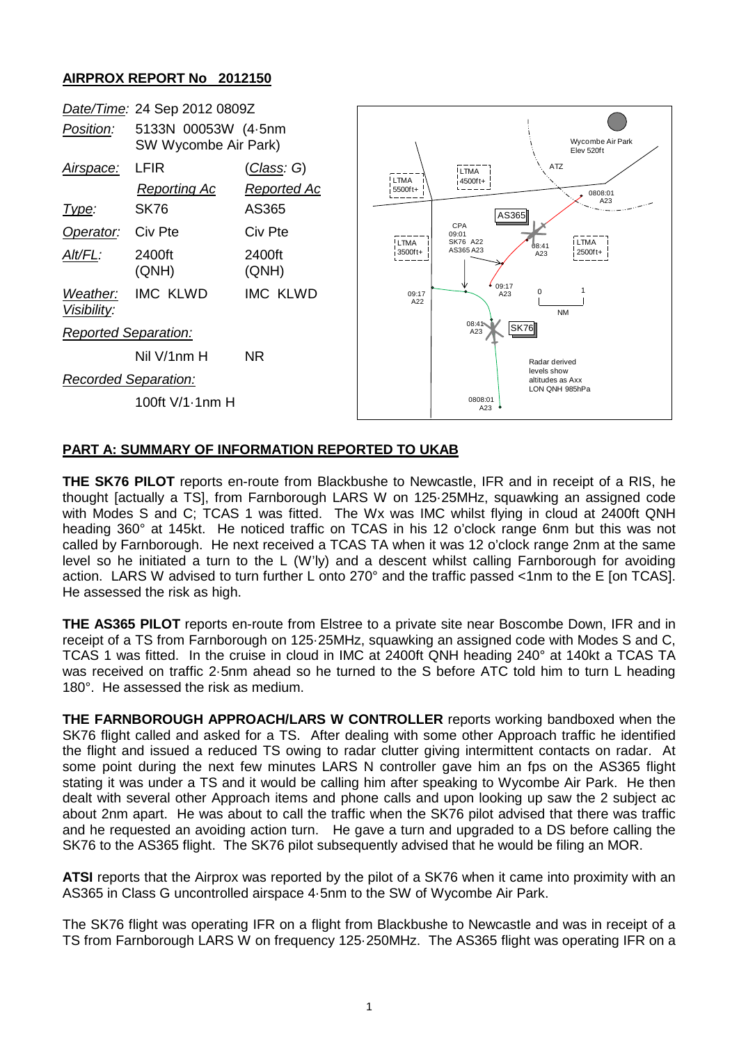**AIRPROX REPORT No 2012150**

| | | |
|---|---|---|
| *Date/Time:* | 24 Sep 2012 0809Z | |
| *Position:* | 5133N 00053W (4·5nm SW Wycombe Air Park) | |
| *Airspace:* | LFIR | (*Class: G*) |
| | *Reporting Ac* | *Reported Ac* |
| *Type:* | SK76 | AS365 |
| *Operator:* | Civ Pte | Civ Pte |
| *Alt/FL:* | 2400ft (QNH) | 2400ft (QNH) |
| *Weather:* *Visibility:* | IMC KLWD | IMC KLWD |
| *Reported Separation:* | | |
| | Nil V/1nm H | NR |
| *Recorded Separation:* | | |
| | 100ft V/1·1nm H | |

## PART A: SUMMARY OF INFORMATION REPORTED TO UKAB

**THE SK76 PILOT** reports en-route from Blackbushe to Newcastle, IFR and in receipt of a RIS, he thought [actually a TS], from Farnborough LARS W on 125·25MHz, squawking an assigned code with Modes S and C; TCAS 1 was fitted. The Wx was IMC whilst flying in cloud at 2400ft QNH heading 360° at 145kt. He noticed traffic on TCAS in his 12 o'clock range 6nm but this was not called by Farnborough. He next received a TCAS TA when it was 12 o'clock range 2nm at the same level so he initiated a turn to the L (W'ly) and a descent whilst calling Farnborough for avoiding action. LARS W advised to turn further L onto 270° and the traffic passed <1nm to the E [on TCAS]. He assessed the risk as high.

**THE AS365 PILOT** reports en-route from Elstree to a private site near Boscombe Down, IFR and in receipt of a TS from Farnborough on 125·25MHz, squawking an assigned code with Modes S and C, TCAS 1 was fitted. In the cruise in cloud in IMC at 2400ft QNH heading 240° at 140kt a TCAS TA was received on traffic 2·5nm ahead so he turned to the S before ATC told him to turn L heading 180°. He assessed the risk as medium.

**THE FARNBOROUGH APPROACH/LARS W CONTROLLER** reports working bandboxed when the SK76 flight called and asked for a TS. After dealing with some other Approach traffic he identified the flight and issued a reduced TS owing to radar clutter giving intermittent contacts on radar. At some point during the next few minutes LARS N controller gave him an fps on the AS365 flight stating it was under a TS and it would be calling him after speaking to Wycombe Air Park. He then dealt with several other Approach items and phone calls and upon looking up saw the 2 subject ac about 2nm apart. He was about to call the traffic when the SK76 pilot advised that there was traffic and he requested an avoiding action turn. He gave a turn and upgraded to a DS before calling the SK76 to the AS365 flight. The SK76 pilot subsequently advised that he would be filing an MOR.

**ATSI** reports that the Airprox was reported by the pilot of a SK76 when it came into proximity with an AS365 in Class G uncontrolled airspace 4·5nm to the SW of Wycombe Air Park.

The SK76 flight was operating IFR on a flight from Blackbushe to Newcastle and was in receipt of a TS from Farnborough LARS W on frequency 125·250MHz. The AS365 flight was operating IFR on a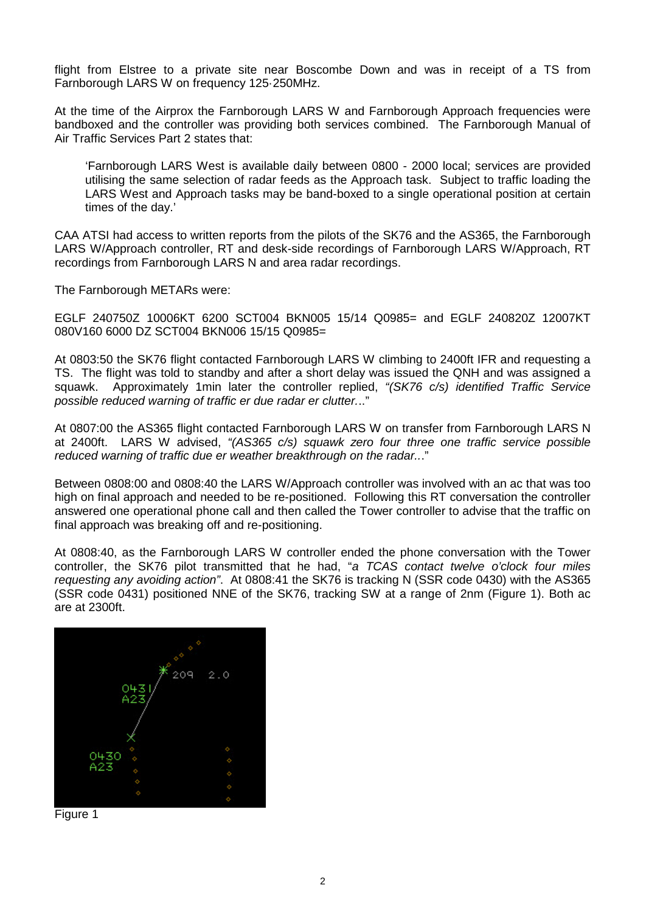flight from Elstree to a private site near Boscombe Down and was in receipt of a TS from Farnborough LARS W on frequency 125·250MHz.

At the time of the Airprox the Farnborough LARS W and Farnborough Approach frequencies were bandboxed and the controller was providing both services combined. The Farnborough Manual of Air Traffic Services Part 2 states that:

> 'Farnborough LARS West is available daily between 0800 - 2000 local; services are provided utilising the same selection of radar feeds as the Approach task. Subject to traffic loading the LARS West and Approach tasks may be band-boxed to a single operational position at certain times of the day.'

CAA ATSI had access to written reports from the pilots of the SK76 and the AS365, the Farnborough LARS W/Approach controller, RT and desk-side recordings of Farnborough LARS W/Approach, RT recordings from Farnborough LARS N and area radar recordings.

The Farnborough METARs were:

EGLF 240750Z 10006KT 6200 SCT004 BKN005 15/14 Q0985= and EGLF 240820Z 12007KT 080V160 6000 DZ SCT004 BKN006 15/15 Q0985=

At 0803:50 the SK76 flight contacted Farnborough LARS W climbing to 2400ft IFR and requesting a TS. The flight was told to standby and after a short delay was issued the QNH and was assigned a squawk. Approximately 1min later the controller replied, *"(SK76 c/s) identified Traffic Service possible reduced warning of traffic er due radar er clutter..."*

At 0807:00 the AS365 flight contacted Farnborough LARS W on transfer from Farnborough LARS N at 2400ft. LARS W advised, *"(AS365 c/s) squawk zero four three one traffic service possible reduced warning of traffic due er weather breakthrough on the radar..."*

Between 0808:00 and 0808:40 the LARS W/Approach controller was involved with an ac that was too high on final approach and needed to be re-positioned. Following this RT conversation the controller answered one operational phone call and then called the Tower controller to advise that the traffic on final approach was breaking off and re-positioning.

At 0808:40, as the Farnborough LARS W controller ended the phone conversation with the Tower controller, the SK76 pilot transmitted that he had, "*a TCAS contact twelve o'clock four miles requesting any avoiding action*". At 0808:41 the SK76 is tracking N (SSR code 0430) with the AS365 (SSR code 0431) positioned NNE of the SK76, tracking SW at a range of 2nm (Figure 1). Both ac are at 2300ft.

Figure 1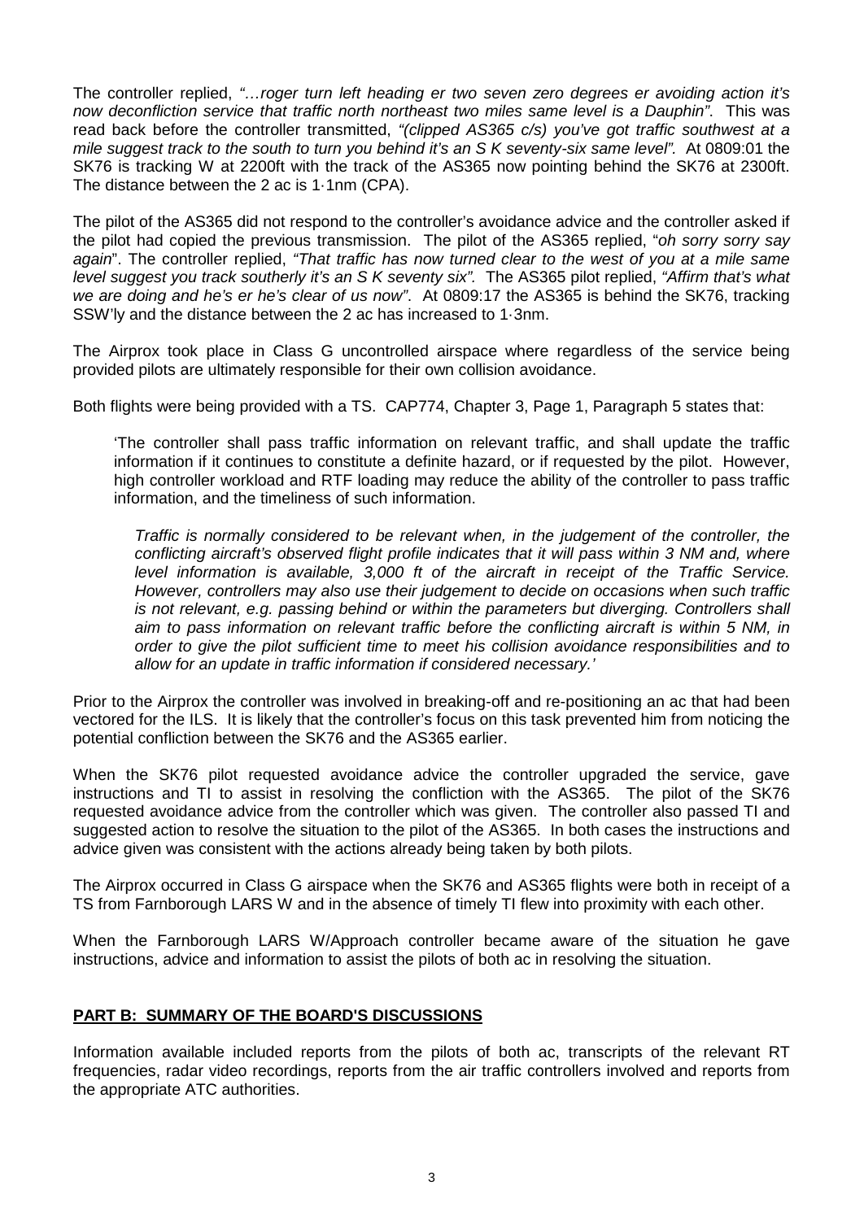The controller replied, *"…roger turn left heading er two seven zero degrees er avoiding action it's now deconfliction service that traffic north northeast two miles same level is a Dauphin"*. This was read back before the controller transmitted, *"(clipped AS365 c/s) you've got traffic southwest at a mile suggest track to the south to turn you behind it's an S K seventy-six same level"*. At 0809:01 the SK76 is tracking W at 2200ft with the track of the AS365 now pointing behind the SK76 at 2300ft. The distance between the 2 ac is 1·1nm (CPA).

The pilot of the AS365 did not respond to the controller's avoidance advice and the controller asked if the pilot had copied the previous transmission. The pilot of the AS365 replied, "*oh sorry sorry say again*". The controller replied, *"That traffic has now turned clear to the west of you at a mile same level suggest you track southerly it's an S K seventy six"*. The AS365 pilot replied, *"Affirm that's what we are doing and he's er he's clear of us now"*. At 0809:17 the AS365 is behind the SK76, tracking SSW'ly and the distance between the 2 ac has increased to 1·3nm.

The Airprox took place in Class G uncontrolled airspace where regardless of the service being provided pilots are ultimately responsible for their own collision avoidance.

Both flights were being provided with a TS. CAP774, Chapter 3, Page 1, Paragraph 5 states that:

> 'The controller shall pass traffic information on relevant traffic, and shall update the traffic information if it continues to constitute a definite hazard, or if requested by the pilot. However, high controller workload and RTF loading may reduce the ability of the controller to pass traffic information, and the timeliness of such information.
>
> *Traffic is normally considered to be relevant when, in the judgement of the controller, the conflicting aircraft's observed flight profile indicates that it will pass within 3 NM and, where level information is available, 3,000 ft of the aircraft in receipt of the Traffic Service. However, controllers may also use their judgement to decide on occasions when such traffic is not relevant, e.g. passing behind or within the parameters but diverging. Controllers shall aim to pass information on relevant traffic before the conflicting aircraft is within 5 NM, in order to give the pilot sufficient time to meet his collision avoidance responsibilities and to allow for an update in traffic information if considered necessary.'*

Prior to the Airprox the controller was involved in breaking-off and re-positioning an ac that had been vectored for the ILS. It is likely that the controller's focus on this task prevented him from noticing the potential confliction between the SK76 and the AS365 earlier.

When the SK76 pilot requested avoidance advice the controller upgraded the service, gave instructions and TI to assist in resolving the confliction with the AS365. The pilot of the SK76 requested avoidance advice from the controller which was given. The controller also passed TI and suggested action to resolve the situation to the pilot of the AS365. In both cases the instructions and advice given was consistent with the actions already being taken by both pilots.

The Airprox occurred in Class G airspace when the SK76 and AS365 flights were both in receipt of a TS from Farnborough LARS W and in the absence of timely TI flew into proximity with each other.

When the Farnborough LARS W/Approach controller became aware of the situation he gave instructions, advice and information to assist the pilots of both ac in resolving the situation.

## PART B: SUMMARY OF THE BOARD'S DISCUSSIONS

Information available included reports from the pilots of both ac, transcripts of the relevant RT frequencies, radar video recordings, reports from the air traffic controllers involved and reports from the appropriate ATC authorities.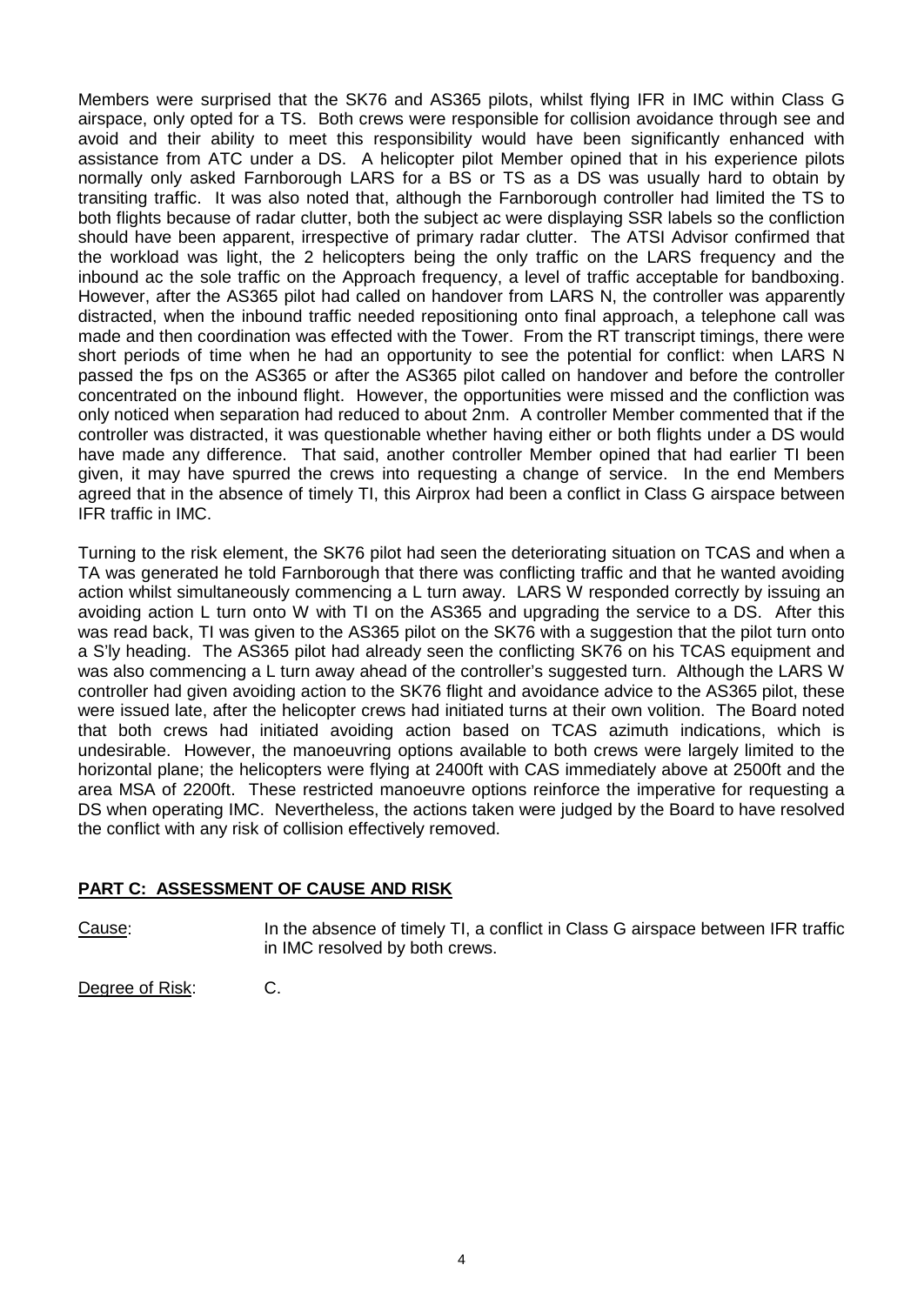Members were surprised that the SK76 and AS365 pilots, whilst flying IFR in IMC within Class G airspace, only opted for a TS. Both crews were responsible for collision avoidance through see and avoid and their ability to meet this responsibility would have been significantly enhanced with assistance from ATC under a DS. A helicopter pilot Member opined that in his experience pilots normally only asked Farnborough LARS for a BS or TS as a DS was usually hard to obtain by transiting traffic. It was also noted that, although the Farnborough controller had limited the TS to both flights because of radar clutter, both the subject ac were displaying SSR labels so the confliction should have been apparent, irrespective of primary radar clutter. The ATSI Advisor confirmed that the workload was light, the 2 helicopters being the only traffic on the LARS frequency and the inbound ac the sole traffic on the Approach frequency, a level of traffic acceptable for bandboxing. However, after the AS365 pilot had called on handover from LARS N, the controller was apparently distracted, when the inbound traffic needed repositioning onto final approach, a telephone call was made and then coordination was effected with the Tower. From the RT transcript timings, there were short periods of time when he had an opportunity to see the potential for conflict: when LARS N passed the fps on the AS365 or after the AS365 pilot called on handover and before the controller concentrated on the inbound flight. However, the opportunities were missed and the confliction was only noticed when separation had reduced to about 2nm. A controller Member commented that if the controller was distracted, it was questionable whether having either or both flights under a DS would have made any difference. That said, another controller Member opined that had earlier TI been given, it may have spurred the crews into requesting a change of service. In the end Members agreed that in the absence of timely TI, this Airprox had been a conflict in Class G airspace between IFR traffic in IMC.

Turning to the risk element, the SK76 pilot had seen the deteriorating situation on TCAS and when a TA was generated he told Farnborough that there was conflicting traffic and that he wanted avoiding action whilst simultaneously commencing a L turn away. LARS W responded correctly by issuing an avoiding action L turn onto W with TI on the AS365 and upgrading the service to a DS. After this was read back, TI was given to the AS365 pilot on the SK76 with a suggestion that the pilot turn onto a S'ly heading. The AS365 pilot had already seen the conflicting SK76 on his TCAS equipment and was also commencing a L turn away ahead of the controller's suggested turn. Although the LARS W controller had given avoiding action to the SK76 flight and avoidance advice to the AS365 pilot, these were issued late, after the helicopter crews had initiated turns at their own volition. The Board noted that both crews had initiated avoiding action based on TCAS azimuth indications, which is undesirable. However, the manoeuvring options available to both crews were largely limited to the horizontal plane; the helicopters were flying at 2400ft with CAS immediately above at 2500ft and the area MSA of 2200ft. These restricted manoeuvre options reinforce the imperative for requesting a DS when operating IMC. Nevertheless, the actions taken were judged by the Board to have resolved the conflict with any risk of collision effectively removed.

## PART C: ASSESSMENT OF CAUSE AND RISK

Cause: In the absence of timely TI, a conflict in Class G airspace between IFR traffic in IMC resolved by both crews.

Degree of Risk: C.